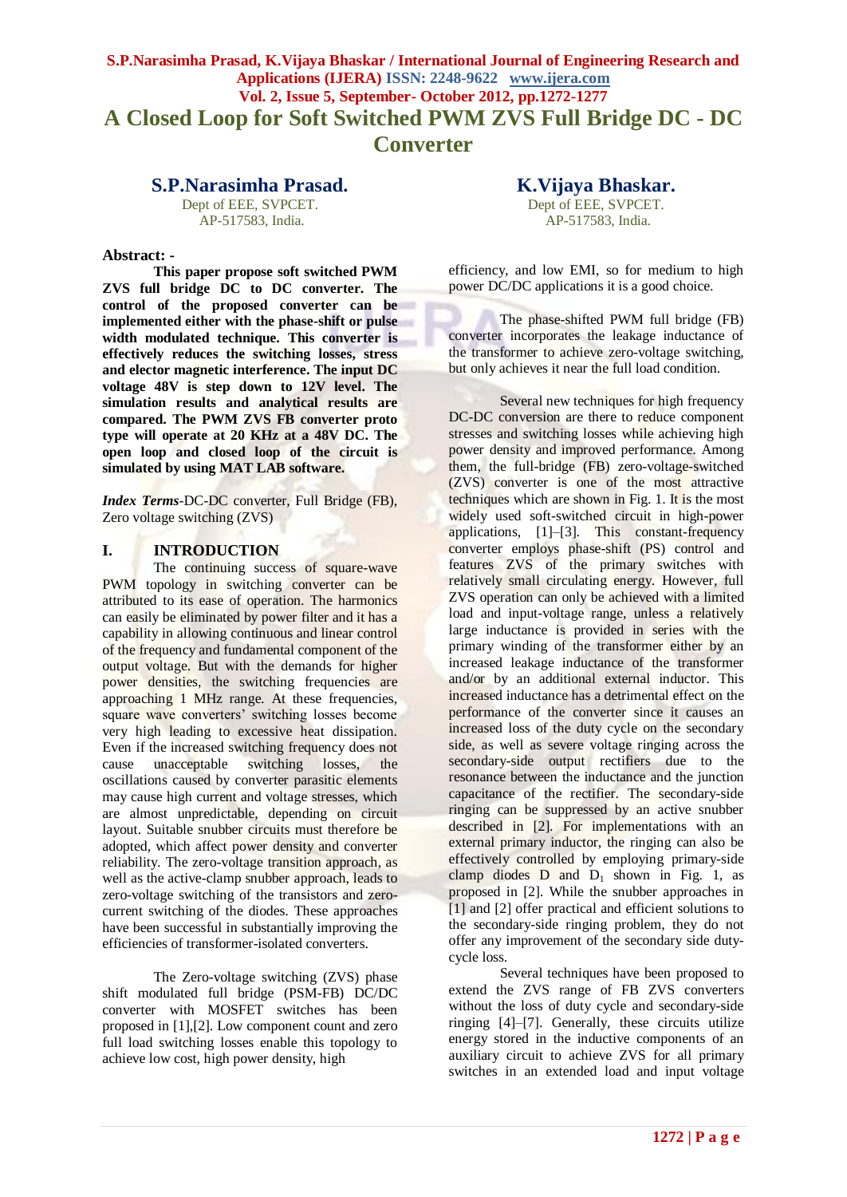# A Closed Loop for Soft Switched PWM ZVS Full Bridge DC - DC Converter

**S.P.Narasimha Prasad.**
Dept of EEE, SVPCET.
AP-517583, India.

**K.Vijaya Bhaskar.**
Dept of EEE, SVPCET.
AP-517583, India.

**Abstract: -**

**This paper propose soft switched PWM ZVS full bridge DC to DC converter. The control of the proposed converter can be implemented either with the phase-shift or pulse width modulated technique. This converter is effectively reduces the switching losses, stress and elector magnetic interference. The input DC voltage 48V is step down to 12V level. The simulation results and analytical results are compared. The PWM ZVS FB converter proto type will operate at 20 KHz at a 48V DC. The open loop and closed loop of the circuit is simulated by using MAT LAB software.**

***Index Terms***-DC-DC converter, Full Bridge (FB), Zero voltage switching (ZVS)

## I. INTRODUCTION

The continuing success of square-wave PWM topology in switching converter can be attributed to its ease of operation. The harmonics can easily be eliminated by power filter and it has a capability in allowing continuous and linear control of the frequency and fundamental component of the output voltage. But with the demands for higher power densities, the switching frequencies are approaching 1 MHz range. At these frequencies, square wave converters' switching losses become very high leading to excessive heat dissipation. Even if the increased switching frequency does not cause unacceptable switching losses, the oscillations caused by converter parasitic elements may cause high current and voltage stresses, which are almost unpredictable, depending on circuit layout. Suitable snubber circuits must therefore be adopted, which affect power density and converter reliability. The zero-voltage transition approach, as well as the active-clamp snubber approach, leads to zero-voltage switching of the transistors and zero-current switching of the diodes. These approaches have been successful in substantially improving the efficiencies of transformer-isolated converters.

The Zero-voltage switching (ZVS) phase shift modulated full bridge (PSM-FB) DC/DC converter with MOSFET switches has been proposed in [1],[2]. Low component count and zero full load switching losses enable this topology to achieve low cost, high power density, high efficiency, and low EMI, so for medium to high power DC/DC applications it is a good choice.

The phase-shifted PWM full bridge (FB) converter incorporates the leakage inductance of the transformer to achieve zero-voltage switching, but only achieves it near the full load condition.

Several new techniques for high frequency DC-DC conversion are there to reduce component stresses and switching losses while achieving high power density and improved performance. Among them, the full-bridge (FB) zero-voltage-switched (ZVS) converter is one of the most attractive techniques which are shown in Fig. 1. It is the most widely used soft-switched circuit in high-power applications, [1]–[3]. This constant-frequency converter employs phase-shift (PS) control and features ZVS of the primary switches with relatively small circulating energy. However, full ZVS operation can only be achieved with a limited load and input-voltage range, unless a relatively large inductance is provided in series with the primary winding of the transformer either by an increased leakage inductance of the transformer and/or by an additional external inductor. This increased inductance has a detrimental effect on the performance of the converter since it causes an increased loss of the duty cycle on the secondary side, as well as severe voltage ringing across the secondary-side output rectifiers due to the resonance between the inductance and the junction capacitance of the rectifier. The secondary-side ringing can be suppressed by an active snubber described in [2]. For implementations with an external primary inductor, the ringing can also be effectively controlled by employing primary-side clamp diodes D and $D_1$ shown in Fig. 1, as proposed in [2]. While the snubber approaches in [1] and [2] offer practical and efficient solutions to the secondary-side ringing problem, they do not offer any improvement of the secondary side duty-cycle loss.

Several techniques have been proposed to extend the ZVS range of FB ZVS converters without the loss of duty cycle and secondary-side ringing [4]–[7]. Generally, these circuits utilize energy stored in the inductive components of an auxiliary circuit to achieve ZVS for all primary switches in an extended load and input voltage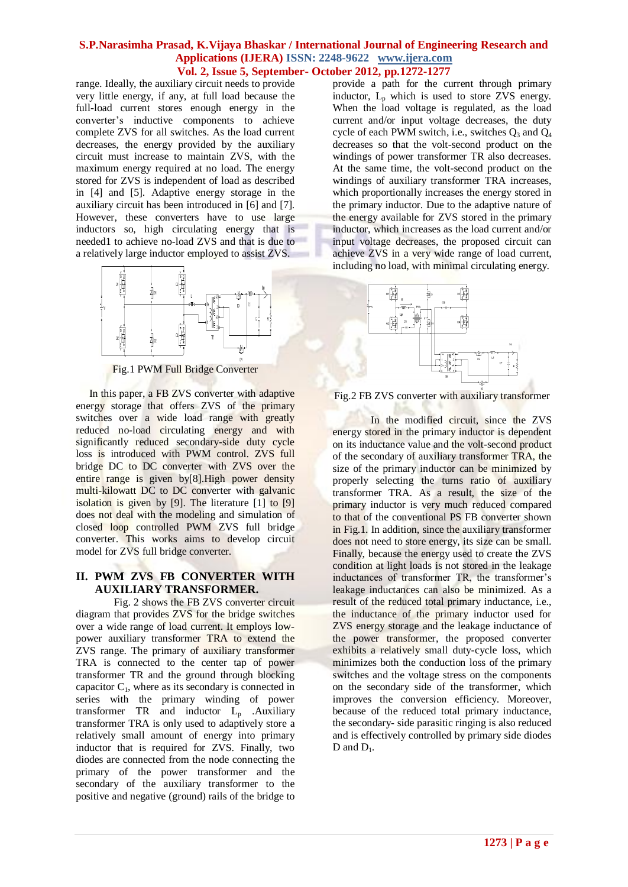range. Ideally, the auxiliary circuit needs to provide very little energy, if any, at full load because the full-load current stores enough energy in the converter's inductive components to achieve complete ZVS for all switches. As the load current decreases, the energy provided by the auxiliary circuit must increase to maintain ZVS, with the maximum energy required at no load. The energy stored for ZVS is independent of load as described in [4] and [5]. Adaptive energy storage in the auxiliary circuit has been introduced in [6] and [7]. However, these converters have to use large inductors so, high circulating energy that is needed1 to achieve no-load ZVS and that is due to a relatively large inductor employed to assist ZVS.

Fig.1 PWM Full Bridge Converter

In this paper, a FB ZVS converter with adaptive energy storage that offers ZVS of the primary switches over a wide load range with greatly reduced no-load circulating energy and with significantly reduced secondary-side duty cycle loss is introduced with PWM control. ZVS full bridge DC to DC converter with ZVS over the entire range is given by[8].High power density multi-kilowatt DC to DC converter with galvanic isolation is given by [9]. The literature [1] to [9] does not deal with the modeling and simulation of closed loop controlled PWM ZVS full bridge converter. This works aims to develop circuit model for ZVS full bridge converter.

## II. PWM ZVS FB CONVERTER WITH AUXILIARY TRANSFORMER.

Fig. 2 shows the FB ZVS converter circuit diagram that provides ZVS for the bridge switches over a wide range of load current. It employs low-power auxiliary transformer TRA to extend the ZVS range. The primary of auxiliary transformer TRA is connected to the center tap of power transformer TR and the ground through blocking capacitor $C_1$, where as its secondary is connected in series with the primary winding of power transformer TR and inductor $L_p$ .Auxiliary transformer TRA is only used to adaptively store a relatively small amount of energy into primary inductor that is required for ZVS. Finally, two diodes are connected from the node connecting the primary of the power transformer and the secondary of the auxiliary transformer to the positive and negative (ground) rails of the bridge to provide a path for the current through primary inductor, $L_p$ which is used to store ZVS energy. When the load voltage is regulated, as the load current and/or input voltage decreases, the duty cycle of each PWM switch, i.e., switches $Q_3$ and $Q_4$ decreases so that the volt-second product on the windings of power transformer TR also decreases. At the same time, the volt-second product on the windings of auxiliary transformer TRA increases, which proportionally increases the energy stored in the primary inductor. Due to the adaptive nature of the energy available for ZVS stored in the primary inductor, which increases as the load current and/or input voltage decreases, the proposed circuit can achieve ZVS in a very wide range of load current, including no load, with minimal circulating energy.

Fig.2 FB ZVS converter with auxiliary transformer

In the modified circuit, since the ZVS energy stored in the primary inductor is dependent on its inductance value and the volt-second product of the secondary of auxiliary transformer TRA, the size of the primary inductor can be minimized by properly selecting the turns ratio of auxiliary transformer TRA. As a result, the size of the primary inductor is very much reduced compared to that of the conventional PS FB converter shown in Fig.1. In addition, since the auxiliary transformer does not need to store energy, its size can be small. Finally, because the energy used to create the ZVS condition at light loads is not stored in the leakage inductances of transformer TR, the transformer's leakage inductances can also be minimized. As a result of the reduced total primary inductance, i.e., the inductance of the primary inductor used for ZVS energy storage and the leakage inductance of the power transformer, the proposed converter exhibits a relatively small duty-cycle loss, which minimizes both the conduction loss of the primary switches and the voltage stress on the components on the secondary side of the transformer, which improves the conversion efficiency. Moreover, because of the reduced total primary inductance, the secondary- side parasitic ringing is also reduced and is effectively controlled by primary side diodes D and $D_1$.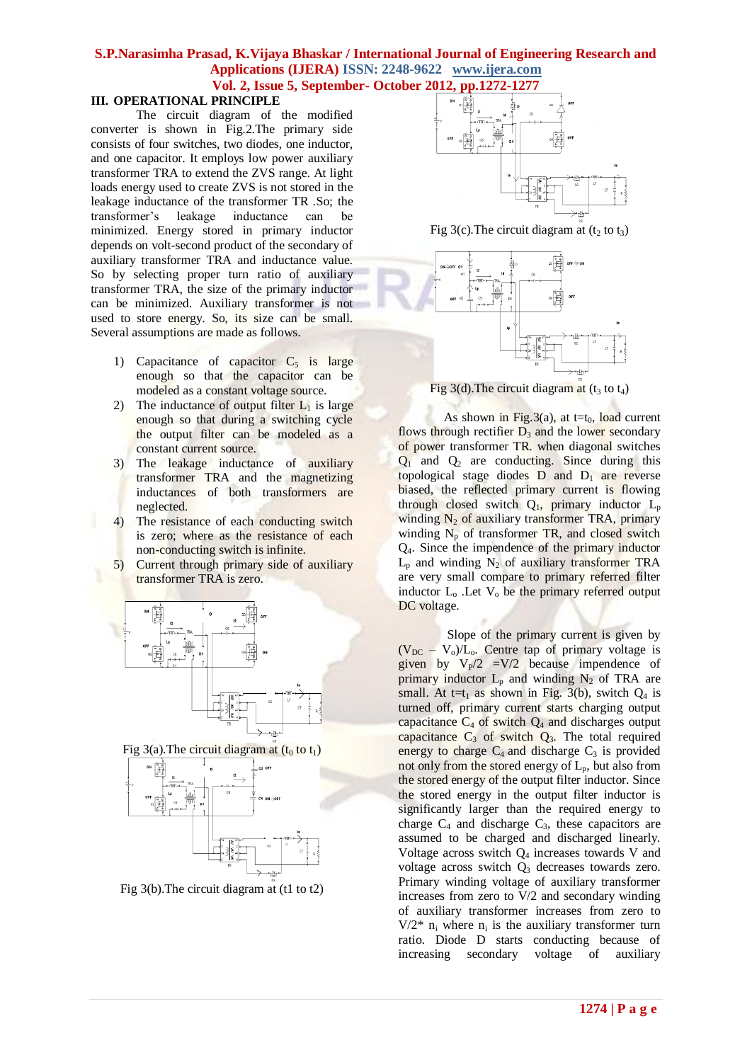## III. OPERATIONAL PRINCIPLE

The circuit diagram of the modified converter is shown in Fig.2.The primary side consists of four switches, two diodes, one inductor, and one capacitor. It employs low power auxiliary transformer TRA to extend the ZVS range. At light loads energy used to create ZVS is not stored in the leakage inductance of the transformer TR .So; the transformer's leakage inductance can be minimized. Energy stored in primary inductor depends on volt-second product of the secondary of auxiliary transformer TRA and inductance value. So by selecting proper turn ratio of auxiliary transformer TRA, the size of the primary inductor can be minimized. Auxiliary transformer is not used to store energy. So, its size can be small. Several assumptions are made as follows.

1) Capacitance of capacitor $C_5$ is large enough so that the capacitor can be modeled as a constant voltage source.
2) The inductance of output filter $L_1$ is large enough so that during a switching cycle the output filter can be modeled as a constant current source.
3) The leakage inductance of auxiliary transformer TRA and the magnetizing inductances of both transformers are neglected.
4) The resistance of each conducting switch is zero; where as the resistance of each non-conducting switch is infinite.
5) Current through primary side of auxiliary transformer TRA is zero.

Fig 3(a).The circuit diagram at ($t_0$ to $t_1$)

Fig 3(b).The circuit diagram at (t1 to t2)

Fig 3(c).The circuit diagram at ($t_2$ to $t_3$)

Fig 3(d).The circuit diagram at ($t_3$ to $t_4$)

As shown in Fig.3(a), at t=$t_0$, load current flows through rectifier $D_3$ and the lower secondary of power transformer TR. when diagonal switches $Q_1$ and $Q_2$ are conducting. Since during this topological stage diodes D and $D_1$ are reverse biased, the reflected primary current is flowing through closed switch $Q_1$, primary inductor $L_p$ winding $N_2$ of auxiliary transformer TRA, primary winding $N_p$ of transformer TR, and closed switch $Q_4$. Since the impendence of the primary inductor $L_p$ and winding $N_2$ of auxiliary transformer TRA are very small compare to primary referred filter inductor $L_o$ .Let $V_o$ be the primary referred output DC voltage.

Slope of the primary current is given by ($V_{DC}$ – $V_o$)/$L_o$. Centre tap of primary voltage is given by $V_P/2$ =V/2 because impendence of primary inductor $L_p$ and winding $N_2$ of TRA are small. At t=$t_1$ as shown in Fig. 3(b), switch $Q_4$ is turned off, primary current starts charging output capacitance $C_4$ of switch $Q_4$ and discharges output capacitance $C_3$ of switch $Q_3$. The total required energy to charge $C_4$ and discharge $C_3$ is provided not only from the stored energy of $L_p$, but also from the stored energy of the output filter inductor. Since the stored energy in the output filter inductor is significantly larger than the required energy to charge $C_4$ and discharge $C_3$, these capacitors are assumed to be charged and discharged linearly. Voltage across switch $Q_4$ increases towards V and voltage across switch $Q_3$ decreases towards zero. Primary winding voltage of auxiliary transformer increases from zero to V/2 and secondary winding of auxiliary transformer increases from zero to V/2* $n_i$ where $n_i$ is the auxiliary transformer turn ratio. Diode D starts conducting because of increasing secondary voltage of auxiliary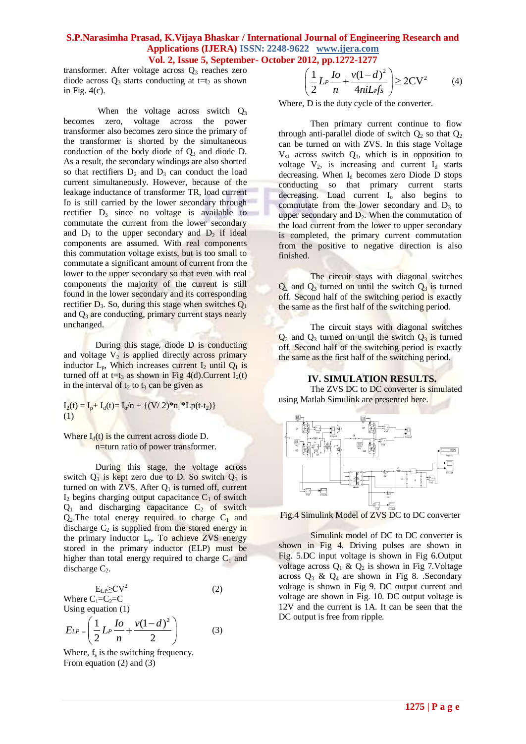transformer. After voltage across $Q_3$ reaches zero diode across $Q_3$ starts conducting at $t=t_2$ as shown in Fig. 4(c).

When the voltage across switch $Q_3$ becomes zero, voltage across the power transformer also becomes zero since the primary of the transformer is shorted by the simultaneous conduction of the body diode of $Q_3$ and diode D. As a result, the secondary windings are also shorted so that rectifiers $D_2$ and $D_3$ can conduct the load current simultaneously. However, because of the leakage inductance of transformer TR, load current Io is still carried by the lower secondary through rectifier $D_3$ since no voltage is available to commutate the current from the lower secondary and $D_3$ to the upper secondary and $D_2$ if ideal components are assumed. With real components this commutation voltage exists, but is too small to commutate a significant amount of current from the lower to the upper secondary so that even with real components the majority of the current is still found in the lower secondary and its corresponding rectifier $D_3$. So, during this stage when switches $Q_1$ and $Q_3$ are conducting, primary current stays nearly unchanged.

During this stage, diode D is conducting and voltage $V_2$ is applied directly across primary inductor $L_p$, Which increases current $I_2$ until $Q_1$ is turned off at $t=t_3$ as shown in Fig 4(d).Current $I_2(t)$ in the interval of $t_2$ to $t_3$ can be given as

$I_2(t) = I_p + I_d(t) = I_o/n + \{(V/2)*n_i*Lp(t-t_2)\}$ (1)

Where $I_d(t)$ is the current across diode D.
n=turn ratio of power transformer.

During this stage, the voltage across switch $Q_3$ is kept zero due to D. So switch $Q_3$ is turned on with ZVS. After $Q_1$ is turned off, current $I_2$ begins charging output capacitance $C_1$ of switch $Q_1$ and discharging capacitance $C_2$ of switch $Q_2$.The total energy required to charge $C_1$ and discharge $C_2$ is supplied from the stored energy in the primary inductor $L_p$. To achieve ZVS energy stored in the primary inductor (ELP) must be higher than total energy required to charge $C_1$ and discharge $C_2$.

$$E_{LP} \geq CV^2 \quad (2)$$

Where $C_1=C_2=C$
Using equation (1)

$$E_{LP} = \left( \frac{1}{2} L_P \frac{Io}{n} + \frac{v(1-d)^2}{2} \right) \quad (3)$$

Where, $f_s$ is the switching frequency.
From equation (2) and (3)

$$\left( \frac{1}{2} L_P \frac{Io}{n} + \frac{v(1-d)^2}{4niL_P fs} \right) \geq 2CV^2 \quad (4)$$

Where, D is the duty cycle of the converter.

Then primary current continue to flow through anti-parallel diode of switch $Q_2$ so that $Q_2$ can be turned on with ZVS. In this stage Voltage $V_{s1}$ across switch $Q_1$, which is in opposition to voltage $V_2$, is increasing and current $I_d$ starts decreasing. When $I_d$ becomes zero Diode D stops conducting so that primary current starts decreasing. Load current $I_o$ also begins to commutate from the lower secondary and $D_3$ to upper secondary and $D_2$. When the commutation of the load current from the lower to upper secondary is completed, the primary current commutation from the positive to negative direction is also finished.

The circuit stays with diagonal switches $Q_2$ and $Q_3$ turned on until the switch $Q_3$ is turned off. Second half of the switching period is exactly the same as the first half of the switching period.

The circuit stays with diagonal switches $Q_2$ and $Q_3$ turned on until the switch $Q_3$ is turned off. Second half of the switching period is exactly the same as the first half of the switching period.

## IV. SIMULATION RESULTS.

The ZVS DC to DC converter is simulated using Matlab Simulink are presented here.

Fig.4 Simulink Model of ZVS DC to DC converter

Simulink model of DC to DC converter is shown in Fig 4. Driving pulses are shown in Fig. 5.DC input voltage is shown in Fig 6.Output voltage across $Q_1$ & $Q_2$ is shown in Fig 7.Voltage across $Q_3$ & $Q_4$ are shown in Fig 8. .Secondary voltage is shown in Fig 9. DC output current and voltage are shown in Fig. 10. DC output voltage is 12V and the current is 1A. It can be seen that the DC output is free from ripple.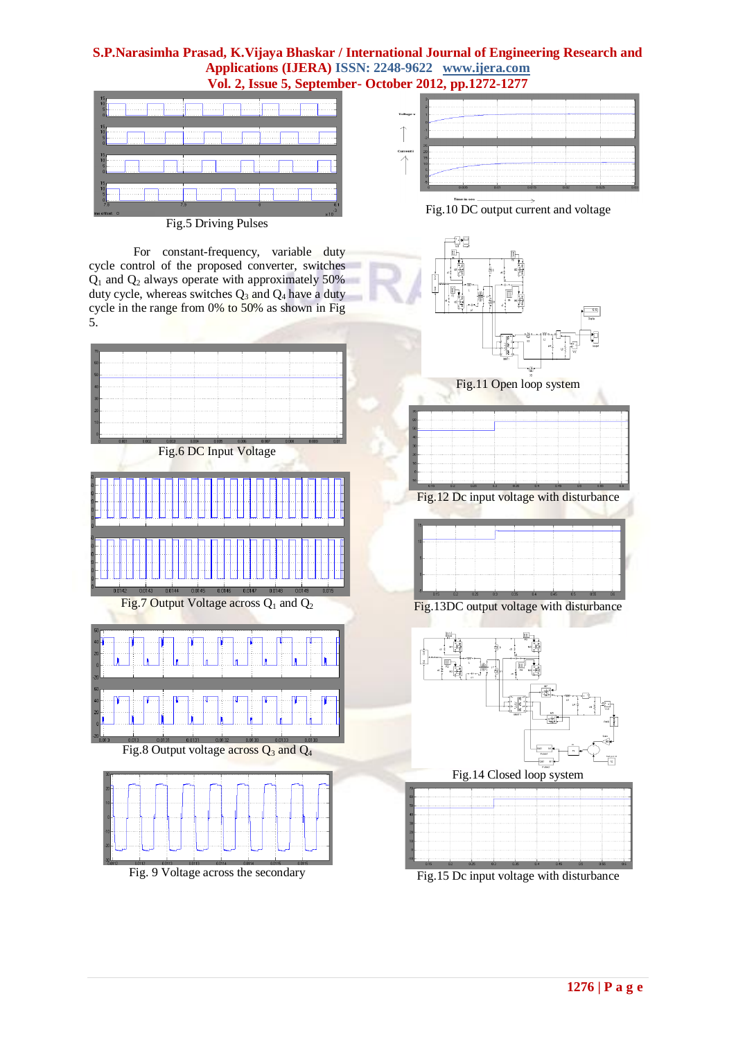Fig.5 Driving Pulses

For constant-frequency, variable duty cycle control of the proposed converter, switches $Q_1$ and $Q_2$ always operate with approximately 50% duty cycle, whereas switches $Q_3$ and $Q_4$ have a duty cycle in the range from 0% to 50% as shown in Fig 5.

Fig.6 DC Input Voltage

Fig.7 Output Voltage across $Q_1$ and $Q_2$

Fig.8 Output voltage across $Q_3$ and $Q_4$

Fig. 9 Voltage across the secondary

Fig.10 DC output current and voltage

Fig.11 Open loop system

Fig.12 Dc input voltage with disturbance

Fig.13DC output voltage with disturbance

Fig.14 Closed loop system

Fig.15 Dc input voltage with disturbance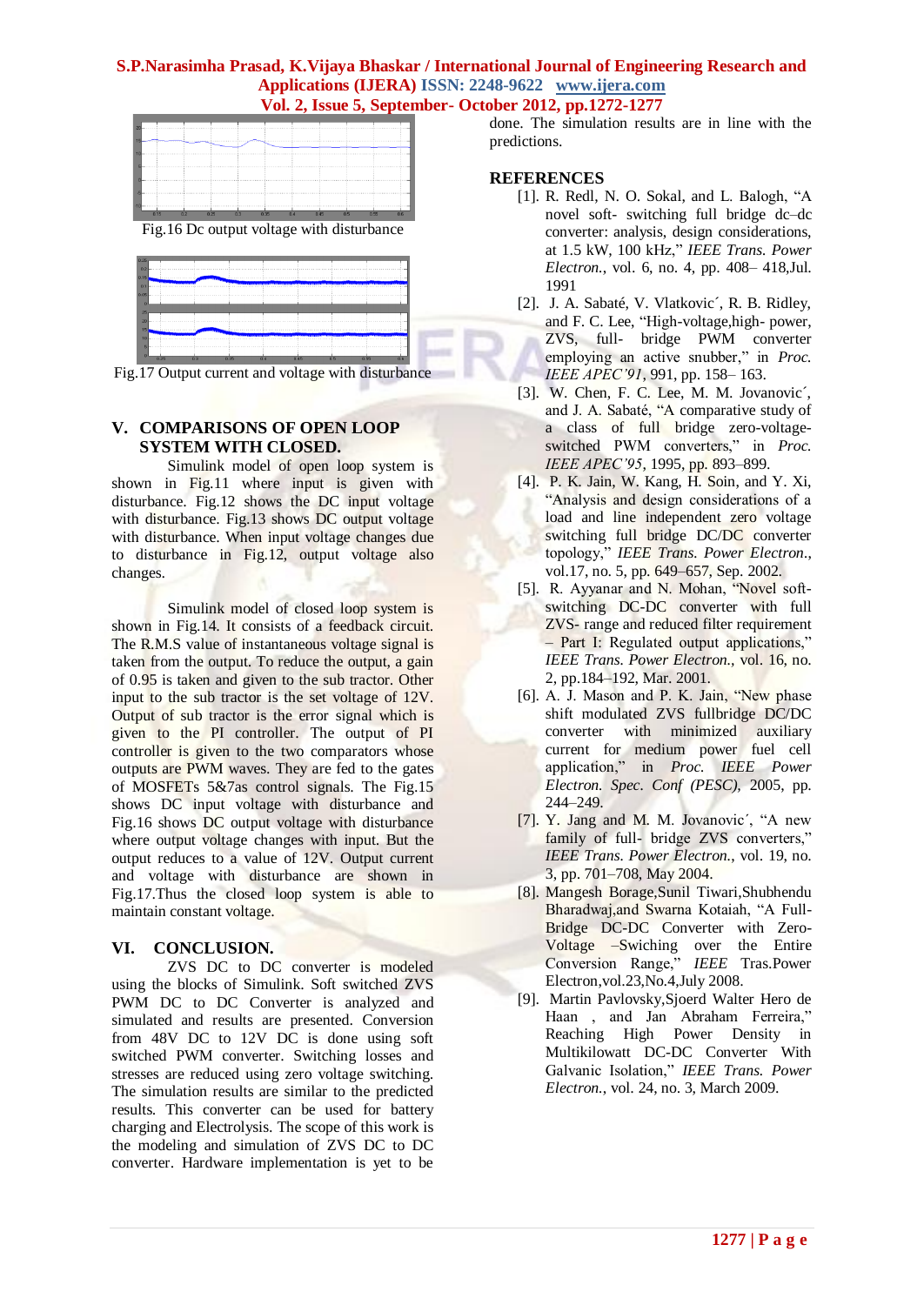Fig.16 Dc output voltage with disturbance

Fig.17 Output current and voltage with disturbance

## V. COMPARISONS OF OPEN LOOP SYSTEM WITH CLOSED.

Simulink model of open loop system is shown in Fig.11 where input is given with disturbance. Fig.12 shows the DC input voltage with disturbance. Fig.13 shows DC output voltage with disturbance. When input voltage changes due to disturbance in Fig.12, output voltage also changes.

Simulink model of closed loop system is shown in Fig.14. It consists of a feedback circuit. The R.M.S value of instantaneous voltage signal is taken from the output. To reduce the output, a gain of 0.95 is taken and given to the sub tractor. Other input to the sub tractor is the set voltage of 12V. Output of sub tractor is the error signal which is given to the PI controller. The output of PI controller is given to the two comparators whose outputs are PWM waves. They are fed to the gates of MOSFETs 5&7as control signals. The Fig.15 shows DC input voltage with disturbance and Fig.16 shows DC output voltage with disturbance where output voltage changes with input. But the output reduces to a value of 12V. Output current and voltage with disturbance are shown in Fig.17.Thus the closed loop system is able to maintain constant voltage.

## VI. CONCLUSION.

ZVS DC to DC converter is modeled using the blocks of Simulink. Soft switched ZVS PWM DC to DC Converter is analyzed and simulated and results are presented. Conversion from 48V DC to 12V DC is done using soft switched PWM converter. Switching losses and stresses are reduced using zero voltage switching. The simulation results are similar to the predicted results. This converter can be used for battery charging and Electrolysis. The scope of this work is the modeling and simulation of ZVS DC to DC converter. Hardware implementation is yet to be done. The simulation results are in line with the predictions.

## REFERENCES

[1]. R. Redl, N. O. Sokal, and L. Balogh, "A novel soft- switching full bridge dc–dc converter: analysis, design considerations, at 1.5 kW, 100 kHz," *IEEE Trans. Power Electron.*, vol. 6, no. 4, pp. 408– 418,Jul. 1991

[2]. J. A. Sabaté, V. Vlatkovic´, R. B. Ridley, and F. C. Lee, "High-voltage,high- power, ZVS, full- bridge PWM converter employing an active snubber," in *Proc. IEEE APEC'91*, 991, pp. 158– 163.

[3]. W. Chen, F. C. Lee, M. M. Jovanovic´, and J. A. Sabaté, "A comparative study of a class of full bridge zero-voltage-switched PWM converters," in *Proc. IEEE APEC'95*, 1995, pp. 893–899.

[4]. P. K. Jain, W. Kang, H. Soin, and Y. Xi, "Analysis and design considerations of a load and line independent zero voltage switching full bridge DC/DC converter topology," *IEEE Trans. Power Electron.*, vol.17, no. 5, pp. 649–657, Sep. 2002.

[5]. R. Ayyanar and N. Mohan, "Novel soft-switching DC-DC converter with full ZVS- range and reduced filter requirement – Part I: Regulated output applications," *IEEE Trans. Power Electron.*, vol. 16, no. 2, pp.184–192, Mar. 2001.

[6]. A. J. Mason and P. K. Jain, "New phase shift modulated ZVS fullbridge DC/DC converter with minimized auxiliary current for medium power fuel cell application," in *Proc. IEEE Power Electron. Spec. Conf (PESC)*, 2005, pp. 244–249.

[7]. Y. Jang and M. M. Jovanovic´, "A new family of full- bridge ZVS converters," *IEEE Trans. Power Electron.*, vol. 19, no. 3, pp. 701–708, May 2004.

[8]. Mangesh Borage,Sunil Tiwari,Shubhendu Bharadwaj,and Swarna Kotaiah, "A Full-Bridge DC-DC Converter with Zero-Voltage –Swiching over the Entire Conversion Range," *IEEE* Tras.Power Electron,vol.23,No.4,July 2008.

[9]. Martin Pavlovsky,Sjoerd Walter Hero de Haan , and Jan Abraham Ferreira," Reaching High Power Density in Multikilowatt DC-DC Converter With Galvanic Isolation," *IEEE Trans. Power Electron.*, vol. 24, no. 3, March 2009.